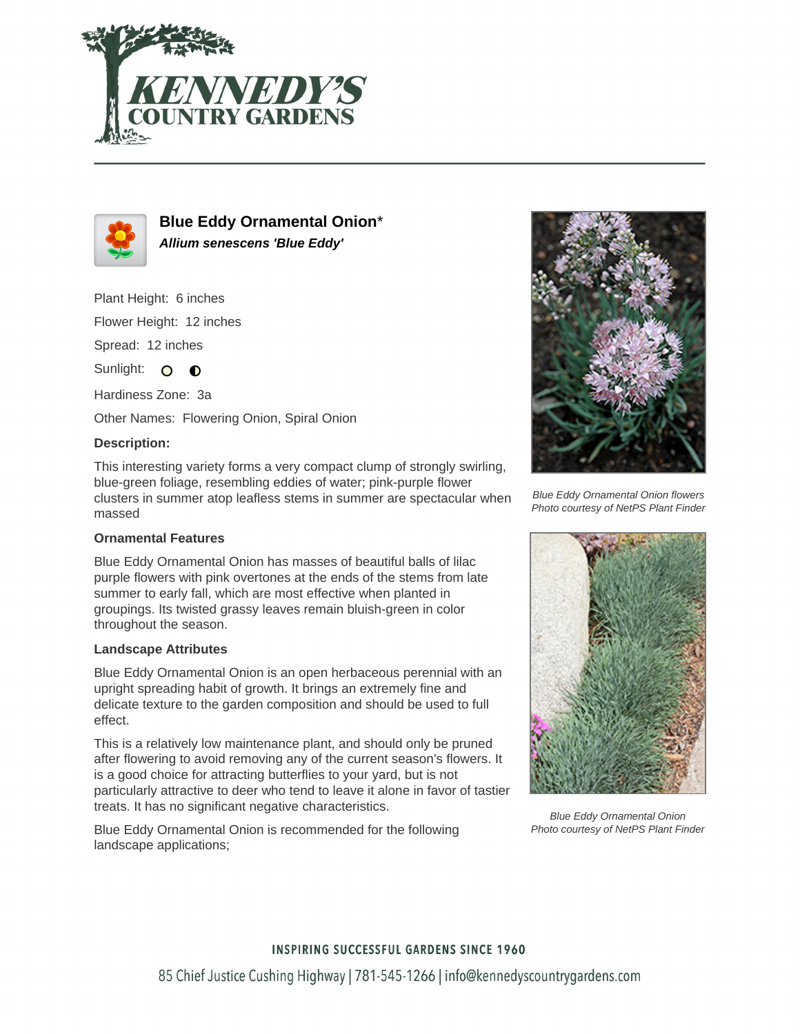# Blue Eddy Ornamental Onion*

***Allium senescens 'Blue Eddy'***

Plant Height: 6 inches

Flower Height: 12 inches

Spread: 12 inches

Sunlight:

Hardiness Zone: 3a

Other Names: Flowering Onion, Spiral Onion

**Description:**

This interesting variety forms a very compact clump of strongly swirling, blue-green foliage, resembling eddies of water; pink-purple flower clusters in summer atop leafless stems in summer are spectacular when massed

*Blue Eddy Ornamental Onion flowers*
*Photo courtesy of NetPS Plant Finder*

## Ornamental Features

Blue Eddy Ornamental Onion has masses of beautiful balls of lilac purple flowers with pink overtones at the ends of the stems from late summer to early fall, which are most effective when planted in groupings. Its twisted grassy leaves remain bluish-green in color throughout the season.

## Landscape Attributes

Blue Eddy Ornamental Onion is an open herbaceous perennial with an upright spreading habit of growth. It brings an extremely fine and delicate texture to the garden composition and should be used to full effect.

This is a relatively low maintenance plant, and should only be pruned after flowering to avoid removing any of the current season's flowers. It is a good choice for attracting butterflies to your yard, but is not particularly attractive to deer who tend to leave it alone in favor of tastier treats. It has no significant negative characteristics.

Blue Eddy Ornamental Onion is recommended for the following landscape applications;

*Blue Eddy Ornamental Onion*
*Photo courtesy of NetPS Plant Finder*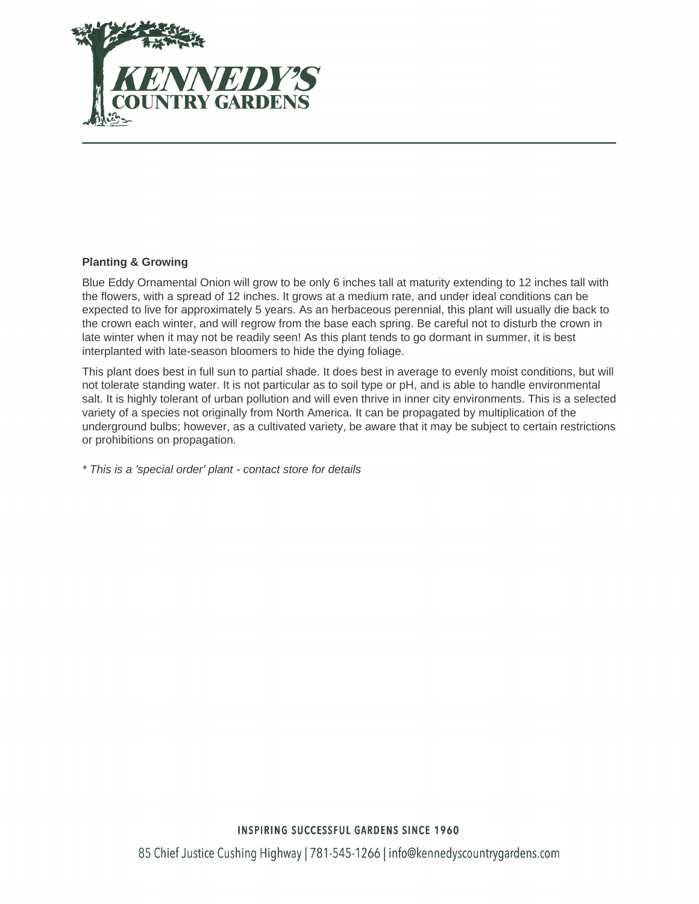**Planting & Growing**

Blue Eddy Ornamental Onion will grow to be only 6 inches tall at maturity extending to 12 inches tall with the flowers, with a spread of 12 inches. It grows at a medium rate, and under ideal conditions can be expected to live for approximately 5 years. As an herbaceous perennial, this plant will usually die back to the crown each winter, and will regrow from the base each spring. Be careful not to disturb the crown in late winter when it may not be readily seen! As this plant tends to go dormant in summer, it is best interplanted with late-season bloomers to hide the dying foliage.

This plant does best in full sun to partial shade. It does best in average to evenly moist conditions, but will not tolerate standing water. It is not particular as to soil type or pH, and is able to handle environmental salt. It is highly tolerant of urban pollution and will even thrive in inner city environments. This is a selected variety of a species not originally from North America. It can be propagated by multiplication of the underground bulbs; however, as a cultivated variety, be aware that it may be subject to certain restrictions or prohibitions on propagation.

*\* This is a 'special order' plant - contact store for details*